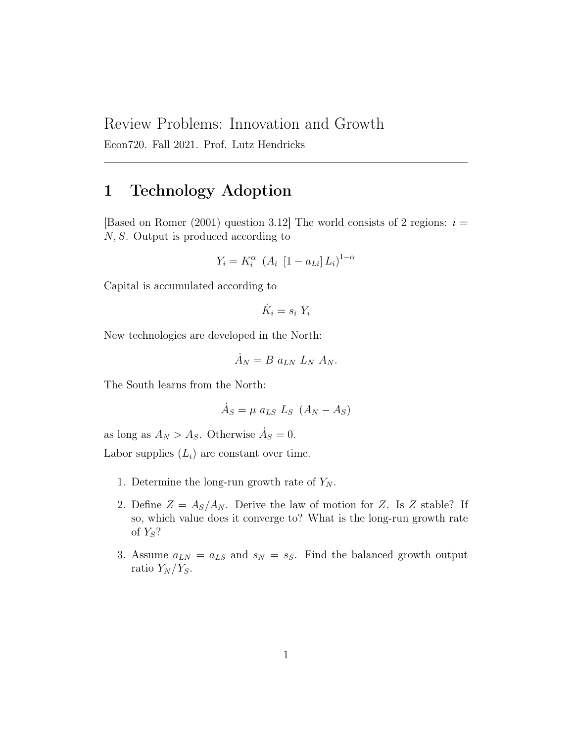# Review Problems: Innovation and Growth

Econ720. Fall 2021. Prof. Lutz Hendricks

---

## 1 Technology Adoption

[Based on Romer (2001) question 3.12] The world consists of 2 regions: $i = N, S$. Output is produced according to

$$Y_i = K_i^{\alpha} \ \left(A_i \ [1 - a_{Li}] \, L_i\right)^{1-\alpha}$$

Capital is accumulated according to

$$\dot{K}_i = s_i \ Y_i$$

New technologies are developed in the North:

$$\dot{A}_N = B \ a_{LN} \ L_N \ A_N.$$

The South learns from the North:

$$\dot{A}_S = \mu \ a_{LS} \ L_S \ (A_N - A_S)$$

as long as $A_N > A_S$. Otherwise $\dot{A}_S = 0$.

Labor supplies ($L_i$) are constant over time.

1. Determine the long-run growth rate of $Y_N$.
2. Define $Z = A_S/A_N$. Derive the law of motion for $Z$. Is $Z$ stable? If so, which value does it converge to? What is the long-run growth rate of $Y_S$?
3. Assume $a_{LN} = a_{LS}$ and $s_N = s_S$. Find the balanced growth output ratio $Y_N/Y_S$.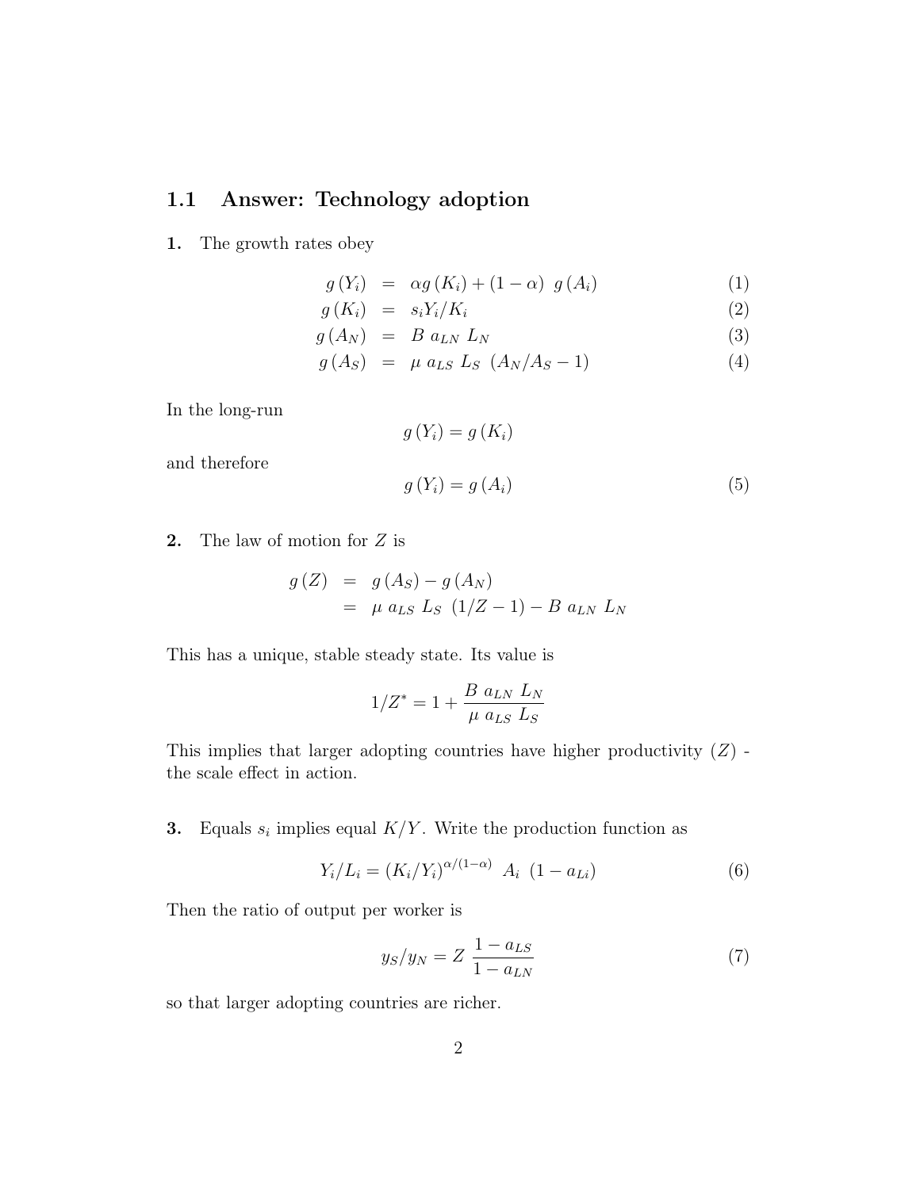## 1.1 Answer: Technology adoption

**1.** The growth rates obey

$$
\begin{aligned}
g(Y_i) &= \alpha g(K_i) + (1-\alpha)\ g(A_i) && (1)\\
g(K_i) &= s_i Y_i / K_i && (2)\\
g(A_N) &= B\ a_{LN}\ L_N && (3)\\
g(A_S) &= \mu\ a_{LS}\ L_S\ (A_N/A_S - 1) && (4)
\end{aligned}
$$

In the long-run

$$g(Y_i) = g(K_i)$$

and therefore

$$g(Y_i) = g(A_i) \tag{5}$$

**2.** The law of motion for $Z$ is

$$
\begin{aligned}
g(Z) &= g(A_S) - g(A_N)\\
&= \mu\ a_{LS}\ L_S\ (1/Z - 1) - B\ a_{LN}\ L_N
\end{aligned}
$$

This has a unique, stable steady state. Its value is

$$1/Z^{*} = 1 + \frac{B\ a_{LN}\ L_N}{\mu\ a_{LS}\ L_S}$$

This implies that larger adopting countries have higher productivity ($Z$) - the scale effect in action.

**3.** Equals $s_i$ implies equal $K/Y$. Write the production function as

$$Y_i/L_i = (K_i/Y_i)^{\alpha/(1-\alpha)}\ A_i\ (1 - a_{Li}) \tag{6}$$

Then the ratio of output per worker is

$$y_S/y_N = Z\ \frac{1 - a_{LS}}{1 - a_{LN}} \tag{7}$$

so that larger adopting countries are richer.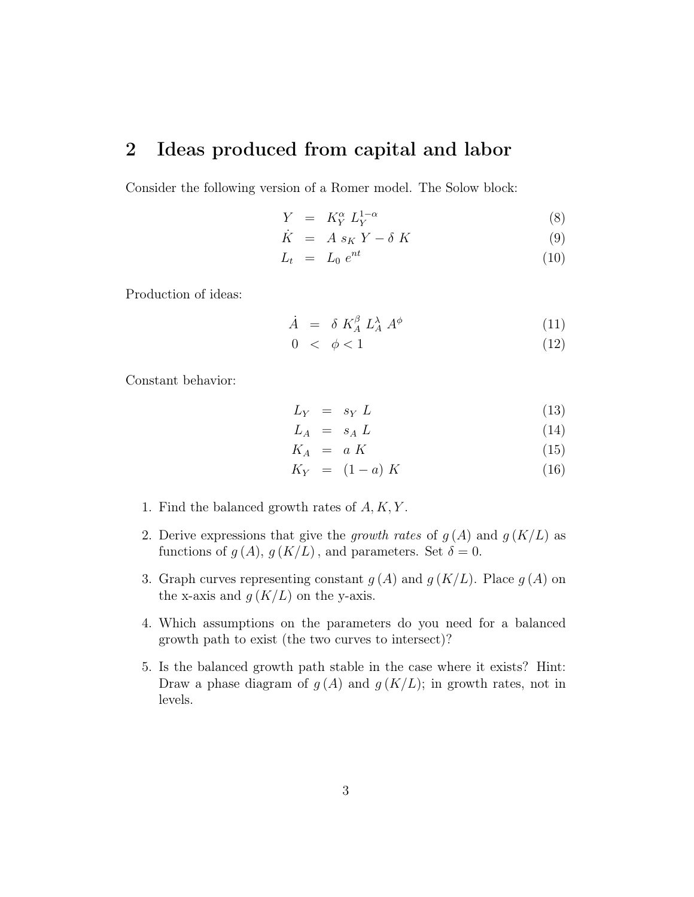## 2 Ideas produced from capital and labor

Consider the following version of a Romer model. The Solow block:

$$
\begin{aligned}
Y &= K_Y^{\alpha} \, L_Y^{1-\alpha} && (8) \\
\dot{K} &= A \, s_K \, Y - \delta \, K && (9) \\
L_t &= L_0 \, e^{nt} && (10)
\end{aligned}
$$

Production of ideas:

$$
\begin{aligned}
\dot{A} &= \delta \, K_A^{\beta} \, L_A^{\lambda} \, A^{\phi} && (11) \\
0 &< \phi < 1 && (12)
\end{aligned}
$$

Constant behavior:

$$
\begin{aligned}
L_Y &= s_Y \, L && (13) \\
L_A &= s_A \, L && (14) \\
K_A &= a \, K && (15) \\
K_Y &= (1-a) \, K && (16)
\end{aligned}
$$

1. Find the balanced growth rates of $A, K, Y$.
2. Derive expressions that give the *growth rates* of $g(A)$ and $g(K/L)$ as functions of $g(A)$, $g(K/L)$, and parameters. Set $\delta = 0$.
3. Graph curves representing constant $g(A)$ and $g(K/L)$. Place $g(A)$ on the x-axis and $g(K/L)$ on the y-axis.
4. Which assumptions on the parameters do you need for a balanced growth path to exist (the two curves to intersect)?
5. Is the balanced growth path stable in the case where it exists? Hint: Draw a phase diagram of $g(A)$ and $g(K/L)$; in growth rates, not in levels.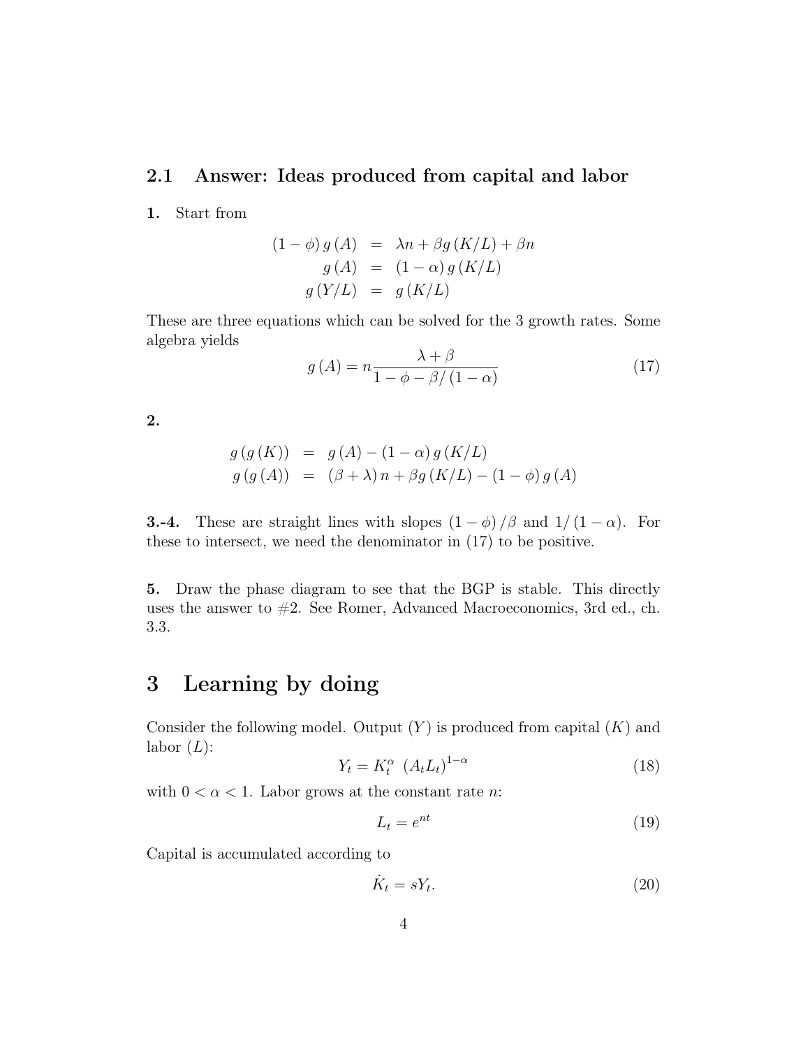### 2.1 Answer: Ideas produced from capital and labor

**1.** Start from

$$
\begin{aligned}
(1-\phi)\, g(A) &= \lambda n + \beta g(K/L) + \beta n \\
g(A) &= (1-\alpha)\, g(K/L) \\
g(Y/L) &= g(K/L)
\end{aligned}
$$

These are three equations which can be solved for the 3 growth rates. Some algebra yields

$$
g(A) = n \frac{\lambda + \beta}{1 - \phi - \beta/(1-\alpha)} \tag{17}
$$

**2.**

$$
\begin{aligned}
g(g(K)) &= g(A) - (1-\alpha)\, g(K/L) \\
g(g(A)) &= (\beta + \lambda)\, n + \beta g(K/L) - (1-\phi)\, g(A)
\end{aligned}
$$

**3.-4.** These are straight lines with slopes $(1-\phi)/\beta$ and $1/(1-\alpha)$. For these to intersect, we need the denominator in (17) to be positive.

**5.** Draw the phase diagram to see that the BGP is stable. This directly uses the answer to #2. See Romer, Advanced Macroeconomics, 3rd ed., ch. 3.3.

# 3 Learning by doing

Consider the following model. Output ($Y$) is produced from capital ($K$) and labor ($L$):

$$
Y_t = K_t^{\alpha}\ (A_t L_t)^{1-\alpha} \tag{18}
$$

with $0 < \alpha < 1$. Labor grows at the constant rate $n$:

$$
L_t = e^{nt} \tag{19}
$$

Capital is accumulated according to

$$
\dot{K}_t = s Y_t. \tag{20}
$$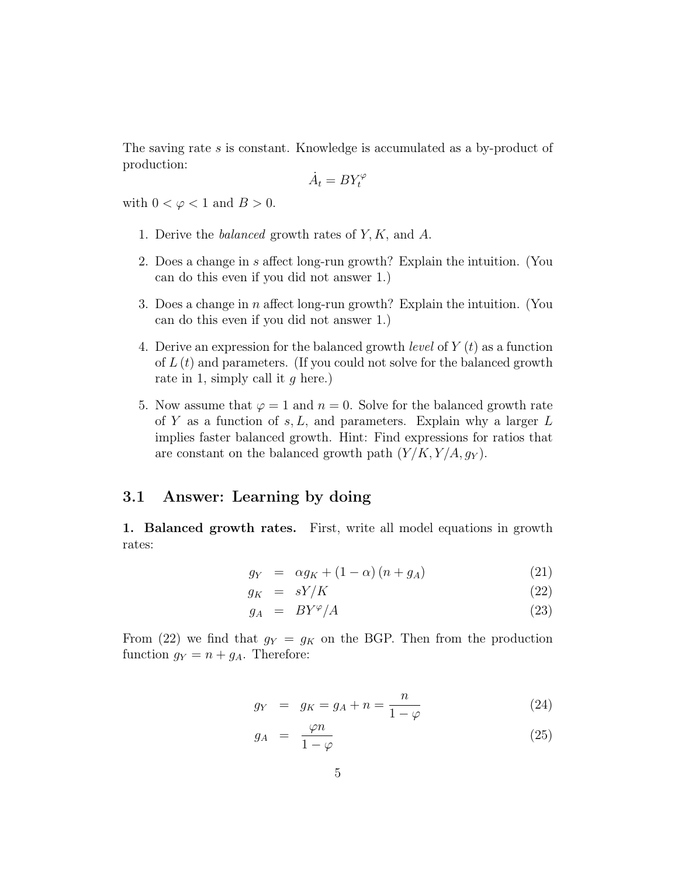The saving rate $s$ is constant. Knowledge is accumulated as a by-product of production:

$$\dot{A}_t = BY_t^{\varphi}$$

with $0 < \varphi < 1$ and $B > 0$.

1. Derive the *balanced* growth rates of $Y, K$, and $A$.
2. Does a change in $s$ affect long-run growth? Explain the intuition. (You can do this even if you did not answer 1.)
3. Does a change in $n$ affect long-run growth? Explain the intuition. (You can do this even if you did not answer 1.)
4. Derive an expression for the balanced growth *level* of $Y(t)$ as a function of $L(t)$ and parameters. (If you could not solve for the balanced growth rate in 1, simply call it $g$ here.)
5. Now assume that $\varphi = 1$ and $n = 0$. Solve for the balanced growth rate of $Y$ as a function of $s, L$, and parameters. Explain why a larger $L$ implies faster balanced growth. Hint: Find expressions for ratios that are constant on the balanced growth path ($Y/K, Y/A, g_Y$).

## 3.1 Answer: Learning by doing

**1. Balanced growth rates.** First, write all model equations in growth rates:

$$g_Y = \alpha g_K + (1-\alpha)(n + g_A) \tag{21}$$

$$g_K = sY/K \tag{22}$$

$$g_A = BY^{\varphi}/A \tag{23}$$

From (22) we find that $g_Y = g_K$ on the BGP. Then from the production function $g_Y = n + g_A$. Therefore:

$$g_Y = g_K = g_A + n = \frac{n}{1-\varphi} \tag{24}$$

$$g_A = \frac{\varphi n}{1-\varphi} \tag{25}$$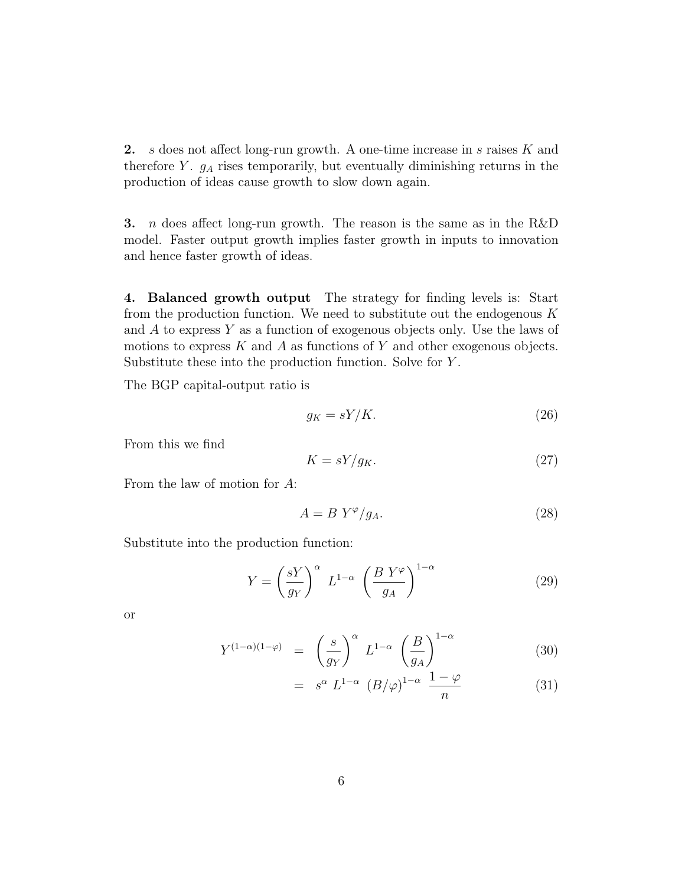**2.** $s$ does not affect long-run growth. A one-time increase in $s$ raises $K$ and therefore $Y$. $g_A$ rises temporarily, but eventually diminishing returns in the production of ideas cause growth to slow down again.

**3.** $n$ does affect long-run growth. The reason is the same as in the R&D model. Faster output growth implies faster growth in inputs to innovation and hence faster growth of ideas.

**4. Balanced growth output** The strategy for finding levels is: Start from the production function. We need to substitute out the endogenous $K$ and $A$ to express $Y$ as a function of exogenous objects only. Use the laws of motions to express $K$ and $A$ as functions of $Y$ and other exogenous objects. Substitute these into the production function. Solve for $Y$.

The BGP capital-output ratio is

$$g_K = sY/K. \tag{26}$$

From this we find

$$K = sY/g_K. \tag{27}$$

From the law of motion for $A$:

$$A = B\ Y^{\varphi}/g_A. \tag{28}$$

Substitute into the production function:

$$Y = \left(\frac{sY}{g_Y}\right)^{\alpha} L^{1-\alpha} \left(\frac{B\ Y^{\varphi}}{g_A}\right)^{1-\alpha} \tag{29}$$

or

$$Y^{(1-\alpha)(1-\varphi)} = \left(\frac{s}{g_Y}\right)^{\alpha} L^{1-\alpha} \left(\frac{B}{g_A}\right)^{1-\alpha} \tag{30}$$

$$= s^{\alpha}\ L^{1-\alpha}\ (B/\varphi)^{1-\alpha}\ \frac{1-\varphi}{n} \tag{31}$$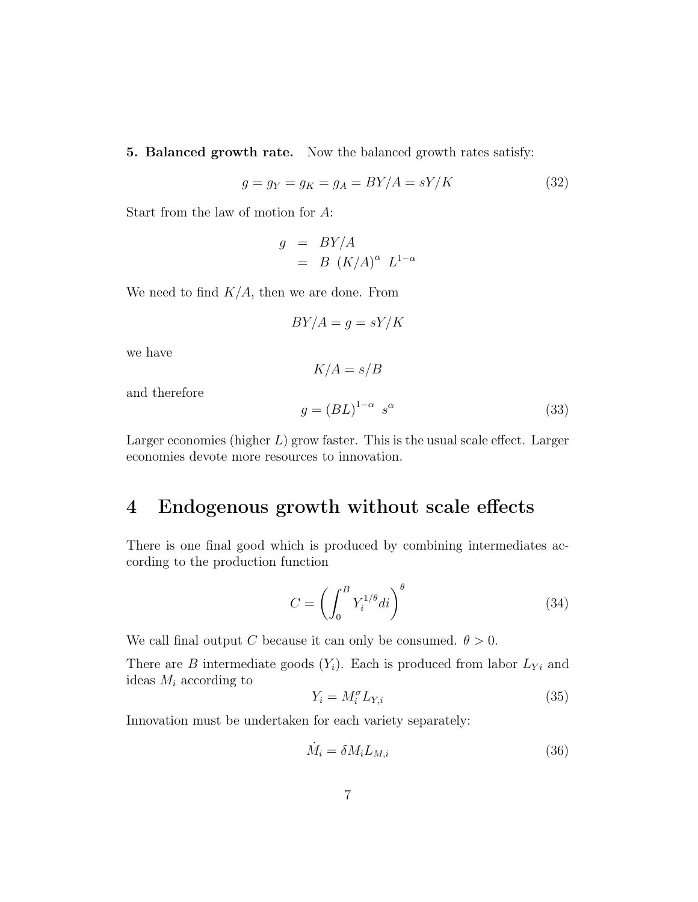**5. Balanced growth rate.** Now the balanced growth rates satisfy:

$$g = g_Y = g_K = g_A = BY/A = sY/K \tag{32}$$

Start from the law of motion for $A$:

$$\begin{aligned} g &= BY/A \\ &= B \ (K/A)^{\alpha} \ L^{1-\alpha} \end{aligned}$$

We need to find $K/A$, then we are done. From

$$BY/A = g = sY/K$$

we have

$$K/A = s/B$$

and therefore

$$g = (BL)^{1-\alpha} \ s^{\alpha} \tag{33}$$

Larger economies (higher $L$) grow faster. This is the usual scale effect. Larger economies devote more resources to innovation.

# 4 Endogenous growth without scale effects

There is one final good which is produced by combining intermediates according to the production function

$$C = \left( \int_0^B Y_i^{1/\theta} di \right)^{\theta} \tag{34}$$

We call final output $C$ because it can only be consumed. $\theta > 0$.

There are $B$ intermediate goods ($Y_i$). Each is produced from labor $L_{Yi}$ and ideas $M_i$ according to

$$Y_i = M_i^{\sigma} L_{Y,i} \tag{35}$$

Innovation must be undertaken for each variety separately:

$$\dot{M}_i = \delta M_i L_{M,i} \tag{36}$$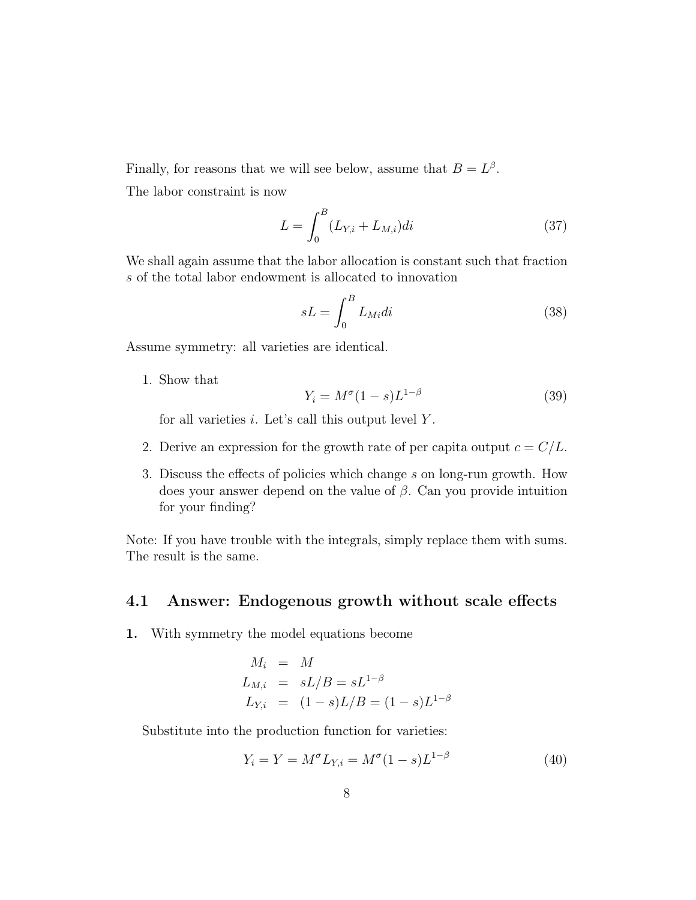Finally, for reasons that we will see below, assume that $B = L^\beta$.

The labor constraint is now

$$L = \int_0^B (L_{Y,i} + L_{M,i}) di \tag{37}$$

We shall again assume that the labor allocation is constant such that fraction $s$ of the total labor endowment is allocated to innovation

$$sL = \int_0^B L_{Mi} di \tag{38}$$

Assume symmetry: all varieties are identical.

1. Show that
$$Y_i = M^\sigma (1-s) L^{1-\beta} \tag{39}$$
for all varieties $i$. Let's call this output level $Y$.

2. Derive an expression for the growth rate of per capita output $c = C/L$.

3. Discuss the effects of policies which change $s$ on long-run growth. How does your answer depend on the value of $\beta$. Can you provide intuition for your finding?

Note: If you have trouble with the integrals, simply replace them with sums. The result is the same.

## 4.1 Answer: Endogenous growth without scale effects

**1.** With symmetry the model equations become

$$\begin{aligned} M_i &= M \\ L_{M,i} &= sL/B = sL^{1-\beta} \\ L_{Y,i} &= (1-s)L/B = (1-s)L^{1-\beta} \end{aligned}$$

Substitute into the production function for varieties:

$$Y_i = Y = M^\sigma L_{Y,i} = M^\sigma (1-s) L^{1-\beta} \tag{40}$$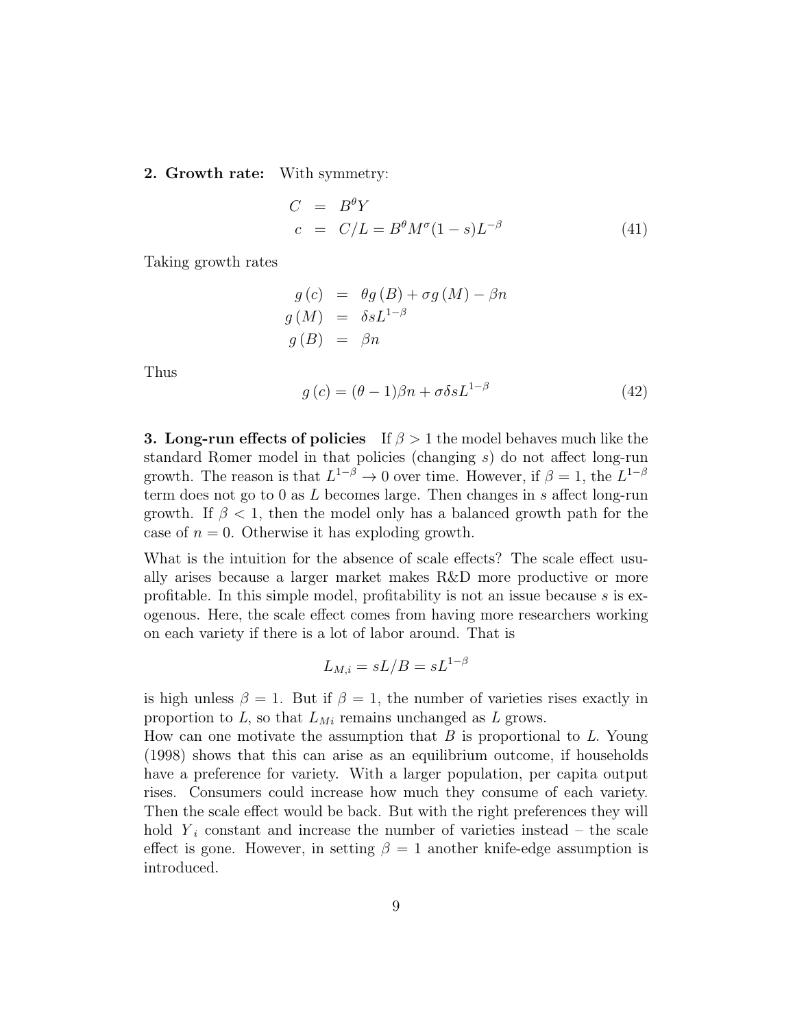**2. Growth rate:** With symmetry:

$$
\begin{aligned}
C &= B^{\theta} Y \\
c &= C/L = B^{\theta} M^{\sigma} (1-s) L^{-\beta}
\end{aligned}
\tag{41}
$$

Taking growth rates

$$
\begin{aligned}
g(c) &= \theta g(B) + \sigma g(M) - \beta n \\
g(M) &= \delta s L^{1-\beta} \\
g(B) &= \beta n
\end{aligned}
$$

Thus

$$
g(c) = (\theta - 1)\beta n + \sigma \delta s L^{1-\beta} \tag{42}
$$

**3. Long-run effects of policies** If $\beta > 1$ the model behaves much like the standard Romer model in that policies (changing $s$) do not affect long-run growth. The reason is that $L^{1-\beta} \to 0$ over time. However, if $\beta = 1$, the $L^{1-\beta}$ term does not go to 0 as $L$ becomes large. Then changes in $s$ affect long-run growth. If $\beta < 1$, then the model only has a balanced growth path for the case of $n = 0$. Otherwise it has exploding growth.

What is the intuition for the absence of scale effects? The scale effect usually arises because a larger market makes R&D more productive or more profitable. In this simple model, profitability is not an issue because $s$ is exogenous. Here, the scale effect comes from having more researchers working on each variety if there is a lot of labor around. That is

$$
L_{M,i} = sL/B = sL^{1-\beta}
$$

is high unless $\beta = 1$. But if $\beta = 1$, the number of varieties rises exactly in proportion to $L$, so that $L_{Mi}$ remains unchanged as $L$ grows.

How can one motivate the assumption that $B$ is proportional to $L$. Young (1998) shows that this can arise as an equilibrium outcome, if households have a preference for variety. With a larger population, per capita output rises. Consumers could increase how much they consume of each variety. Then the scale effect would be back. But with the right preferences they will hold $Y_i$ constant and increase the number of varieties instead – the scale effect is gone. However, in setting $\beta = 1$ another knife-edge assumption is introduced.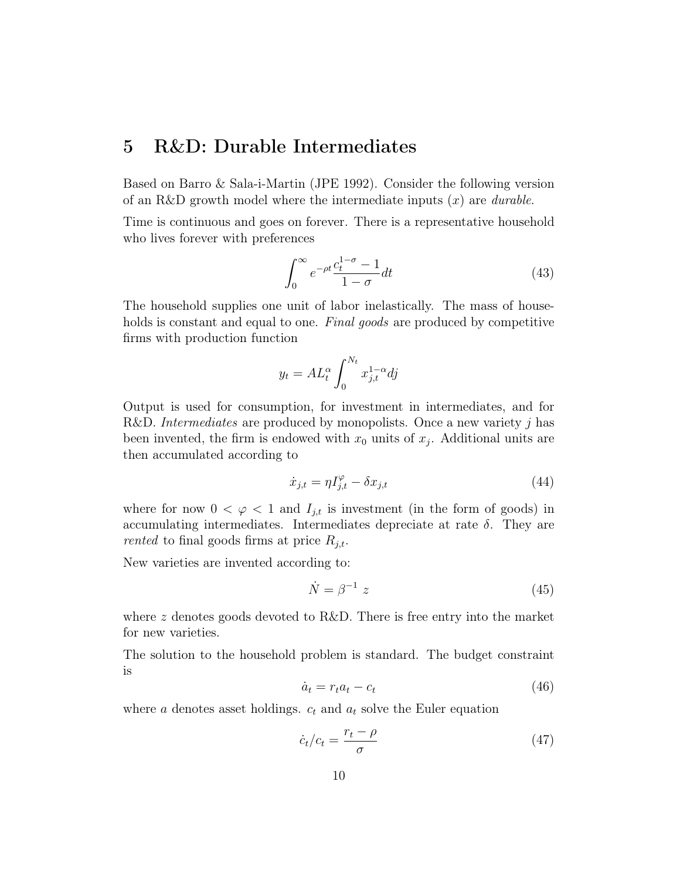## 5 R&D: Durable Intermediates

Based on Barro & Sala-i-Martin (JPE 1992). Consider the following version of an R&D growth model where the intermediate inputs ($x$) are *durable*.

Time is continuous and goes on forever. There is a representative household who lives forever with preferences

$$\int_0^\infty e^{-\rho t} \frac{c_t^{1-\sigma} - 1}{1 - \sigma} dt \tag{43}$$

The household supplies one unit of labor inelastically. The mass of households is constant and equal to one. *Final goods* are produced by competitive firms with production function

$$y_t = A L_t^\alpha \int_0^{N_t} x_{j,t}^{1-\alpha} dj$$

Output is used for consumption, for investment in intermediates, and for R&D. *Intermediates* are produced by monopolists. Once a new variety $j$ has been invented, the firm is endowed with $x_0$ units of $x_j$. Additional units are then accumulated according to

$$\dot{x}_{j,t} = \eta I_{j,t}^\varphi - \delta x_{j,t} \tag{44}$$

where for now $0 < \varphi < 1$ and $I_{j,t}$ is investment (in the form of goods) in accumulating intermediates. Intermediates depreciate at rate $\delta$. They are *rented* to final goods firms at price $R_{j,t}$.

New varieties are invented according to:

$$\dot{N} = \beta^{-1}\ z \tag{45}$$

where $z$ denotes goods devoted to R&D. There is free entry into the market for new varieties.

The solution to the household problem is standard. The budget constraint is

$$\dot{a}_t = r_t a_t - c_t \tag{46}$$

where $a$ denotes asset holdings. $c_t$ and $a_t$ solve the Euler equation

$$\dot{c}_t / c_t = \frac{r_t - \rho}{\sigma} \tag{47}$$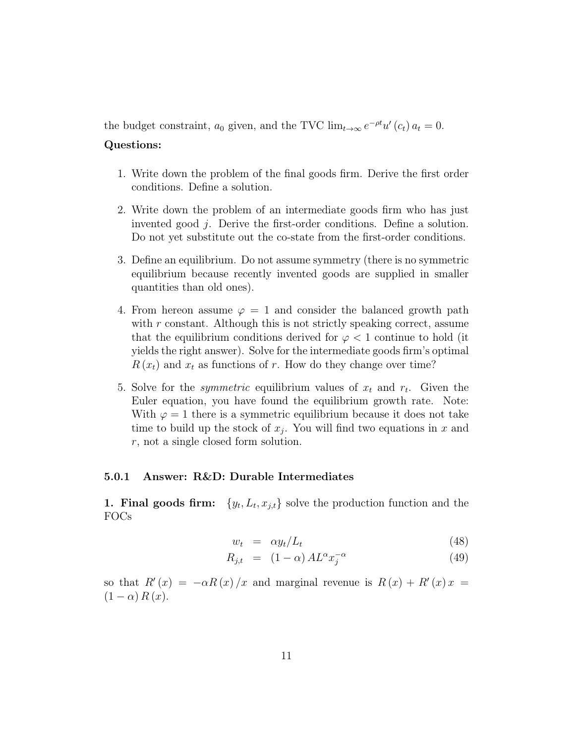the budget constraint, $a_0$ given, and the TVC $\lim_{t\to\infty} e^{-\rho t} u'(c_t) a_t = 0$.

**Questions:**

1. Write down the problem of the final goods firm. Derive the first order conditions. Define a solution.

2. Write down the problem of an intermediate goods firm who has just invented good $j$. Derive the first-order conditions. Define a solution. Do not yet substitute out the co-state from the first-order conditions.

3. Define an equilibrium. Do not assume symmetry (there is no symmetric equilibrium because recently invented goods are supplied in smaller quantities than old ones).

4. From hereon assume $\varphi = 1$ and consider the balanced growth path with $r$ constant. Although this is not strictly speaking correct, assume that the equilibrium conditions derived for $\varphi < 1$ continue to hold (it yields the right answer). Solve for the intermediate goods firm's optimal $R(x_t)$ and $x_t$ as functions of $r$. How do they change over time?

5. Solve for the *symmetric* equilibrium values of $x_t$ and $r_t$. Given the Euler equation, you have found the equilibrium growth rate. Note: With $\varphi = 1$ there is a symmetric equilibrium because it does not take time to build up the stock of $x_j$. You will find two equations in $x$ and $r$, not a single closed form solution.

### 5.0.1 Answer: R&D: Durable Intermediates

**1. Final goods firm:** $\{y_t, L_t, x_{j,t}\}$ solve the production function and the FOCs

$$w_t = \alpha y_t / L_t \tag{48}$$

$$R_{j,t} = (1-\alpha) A L^{\alpha} x_j^{-\alpha} \tag{49}$$

so that $R'(x) = -\alpha R(x)/x$ and marginal revenue is $R(x) + R'(x)\,x = (1-\alpha) R(x)$.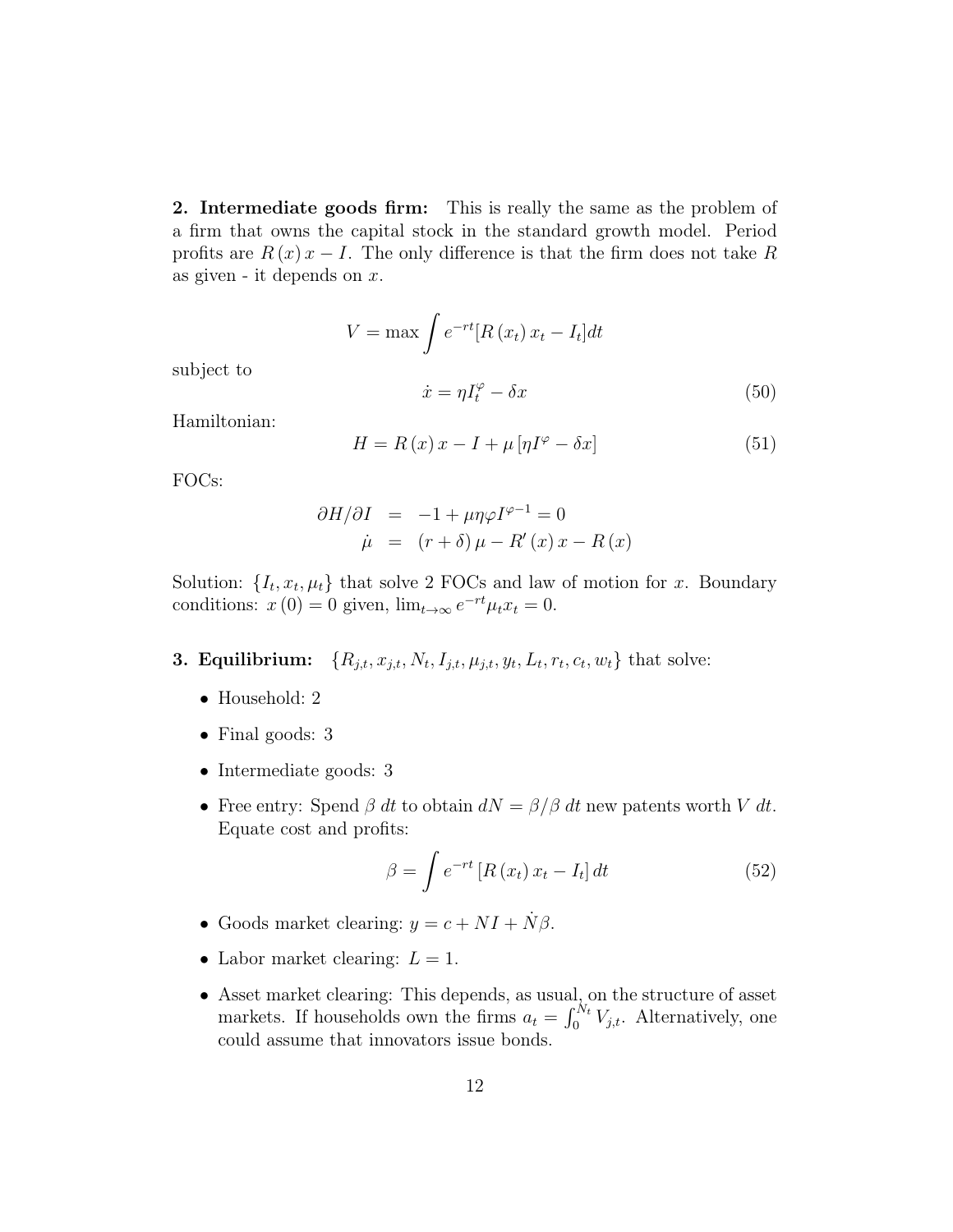**2. Intermediate goods firm:** This is really the same as the problem of a firm that owns the capital stock in the standard growth model. Period profits are $R(x)x - I$. The only difference is that the firm does not take $R$ as given - it depends on $x$.

$$V = \max \int e^{-rt}[R(x_t)x_t - I_t]dt$$

subject to

$$\dot{x} = \eta I_t^{\varphi} - \delta x \tag{50}$$

Hamiltonian:

$$H = R(x)x - I + \mu[\eta I^{\varphi} - \delta x] \tag{51}$$

FOCs:

$$\begin{aligned}
\partial H/\partial I &= -1 + \mu\eta\varphi I^{\varphi-1} = 0 \\
\dot{\mu} &= (r+\delta)\mu - R'(x)x - R(x)
\end{aligned}$$

Solution: $\{I_t, x_t, \mu_t\}$ that solve 2 FOCs and law of motion for $x$. Boundary conditions: $x(0) = 0$ given, $\lim_{t\to\infty} e^{-rt}\mu_t x_t = 0$.

**3. Equilibrium:** $\{R_{j,t}, x_{j,t}, N_t, I_{j,t}, \mu_{j,t}, y_t, L_t, r_t, c_t, w_t\}$ that solve:

- Household: 2
- Final goods: 3
- Intermediate goods: 3
- Free entry: Spend $\beta\ dt$ to obtain $dN = \beta/\beta\ dt$ new patents worth $V\ dt$. Equate cost and profits:

$$\beta = \int e^{-rt}[R(x_t)x_t - I_t]dt \tag{52}$$

- Goods market clearing: $y = c + NI + \dot{N}\beta$.
- Labor market clearing: $L = 1$.
- Asset market clearing: This depends, as usual, on the structure of asset markets. If households own the firms $a_t = \int_0^{N_t} V_{j,t}$. Alternatively, one could assume that innovators issue bonds.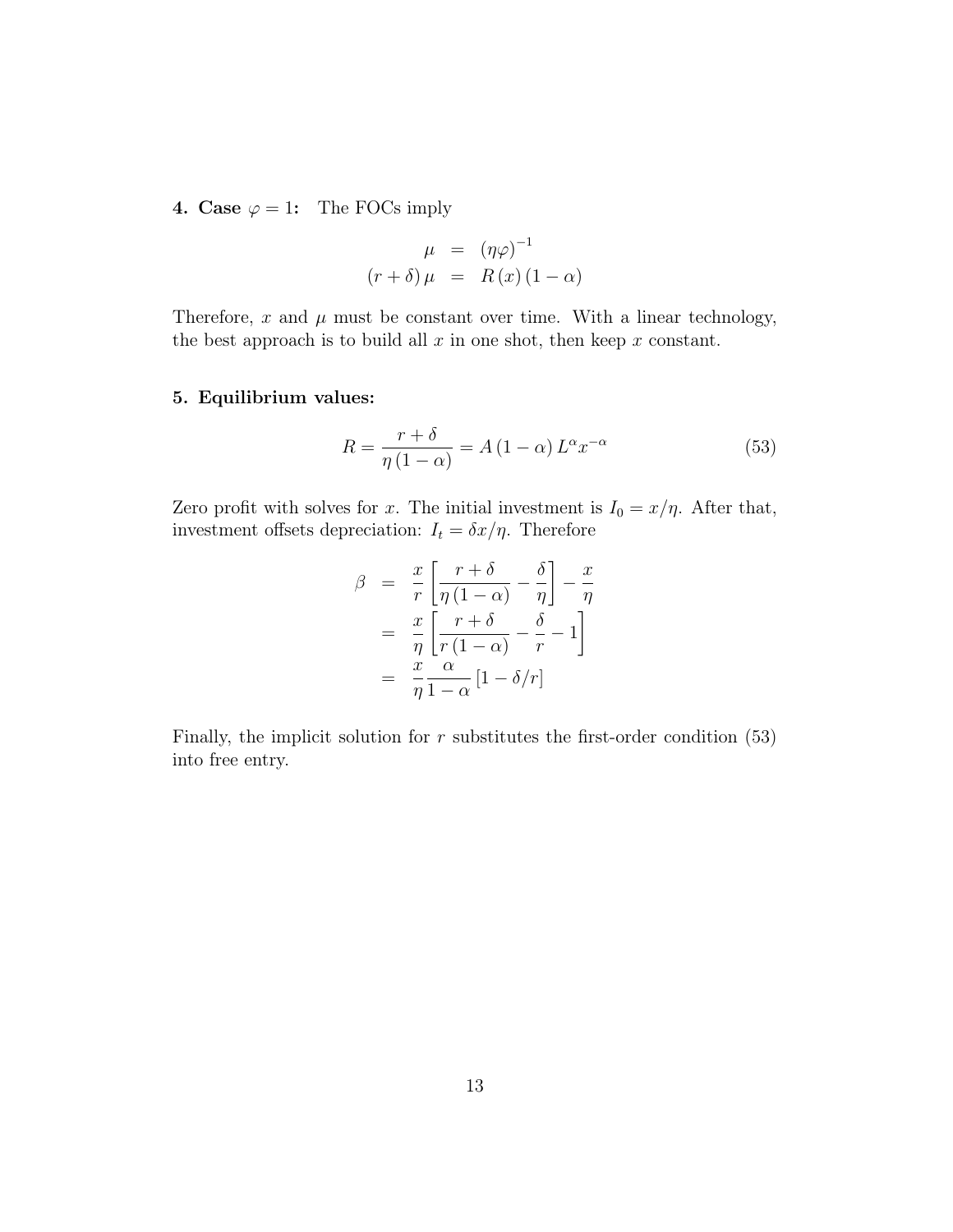**4. Case $\varphi = 1$:** The FOCs imply

$$
\begin{aligned}
\mu &= (\eta\varphi)^{-1} \\
(r+\delta)\,\mu &= R(x)(1-\alpha)
\end{aligned}
$$

Therefore, $x$ and $\mu$ must be constant over time. With a linear technology, the best approach is to build all $x$ in one shot, then keep $x$ constant.

**5. Equilibrium values:**

$$
R = \frac{r+\delta}{\eta(1-\alpha)} = A(1-\alpha)\,L^{\alpha}x^{-\alpha} \tag{53}
$$

Zero profit with solves for $x$. The initial investment is $I_0 = x/\eta$. After that, investment offsets depreciation: $I_t = \delta x/\eta$. Therefore

$$
\begin{aligned}
\beta &= \frac{x}{r}\left[\frac{r+\delta}{\eta(1-\alpha)} - \frac{\delta}{\eta}\right] - \frac{x}{\eta} \\
&= \frac{x}{\eta}\left[\frac{r+\delta}{r(1-\alpha)} - \frac{\delta}{r} - 1\right] \\
&= \frac{x}{\eta}\frac{\alpha}{1-\alpha}\left[1-\delta/r\right]
\end{aligned}
$$

Finally, the implicit solution for $r$ substitutes the first-order condition (53) into free entry.